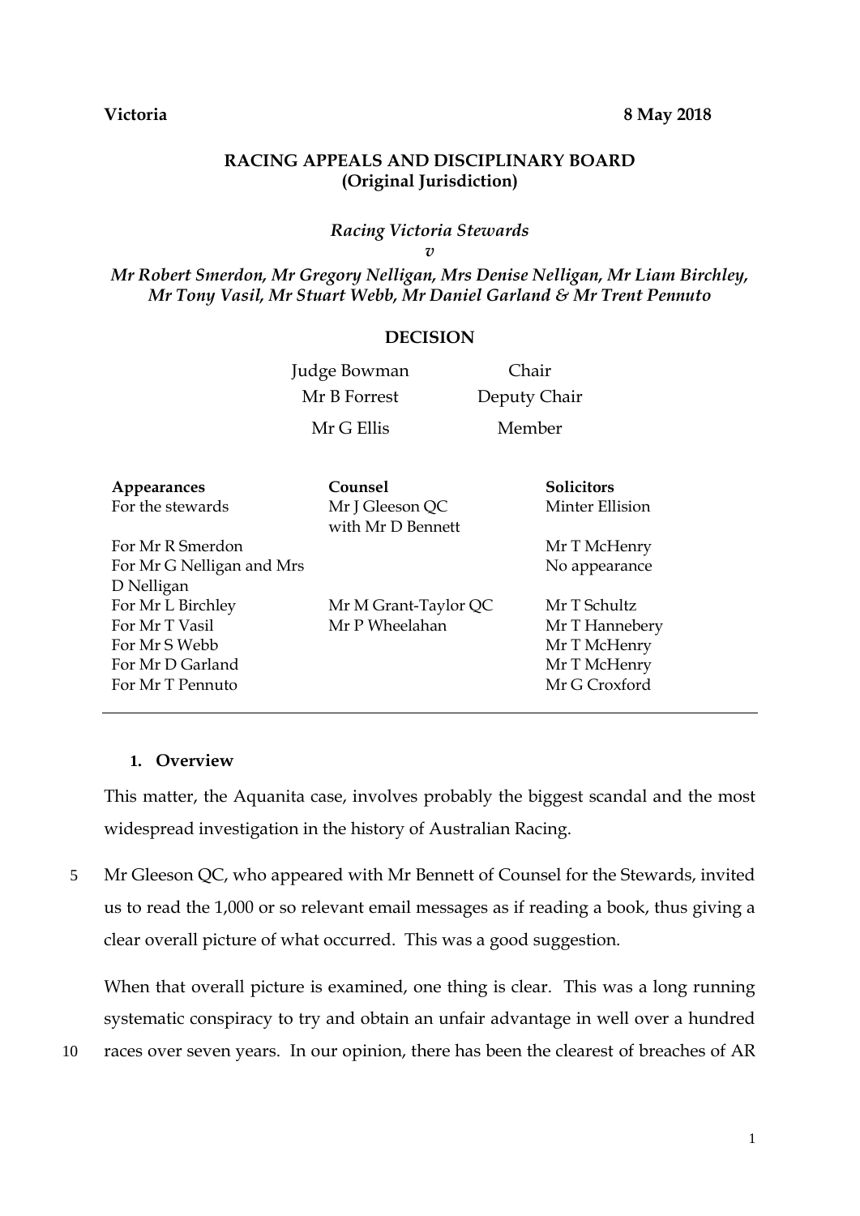**Victoria** **8 May 2018**

**RACING APPEALS AND DISCIPLINARY BOARD**
**(Original Jurisdiction)**

*Racing Victoria Stewards*

*v*

*Mr Robert Smerdon, Mr Gregory Nelligan, Mrs Denise Nelligan, Mr Liam Birchley, Mr Tony Vasil, Mr Stuart Webb, Mr Daniel Garland & Mr Trent Pennuto*

**DECISION**

| | |
|---|---|
| Judge Bowman | Chair |
| Mr B Forrest | Deputy Chair |
| Mr G Ellis | Member |

| **Appearances** | **Counsel** | **Solicitors** |
|---|---|---|
| For the stewards | Mr J Gleeson QC with Mr D Bennett | Minter Ellision |
| For Mr R Smerdon | | Mr T McHenry |
| For Mr G Nelligan and Mrs D Nelligan | | No appearance |
| For Mr L Birchley | Mr M Grant-Taylor QC | Mr T Schultz |
| For Mr T Vasil | Mr P Wheelahan | Mr T Hannebery |
| For Mr S Webb | | Mr T McHenry |
| For Mr D Garland | | Mr T McHenry |
| For Mr T Pennuto | | Mr G Croxford |

## 1. Overview

This matter, the Aquanita case, involves probably the biggest scandal and the most widespread investigation in the history of Australian Racing.

Mr Gleeson QC, who appeared with Mr Bennett of Counsel for the Stewards, invited us to read the 1,000 or so relevant email messages as if reading a book, thus giving a clear overall picture of what occurred. This was a good suggestion.

When that overall picture is examined, one thing is clear. This was a long running systematic conspiracy to try and obtain an unfair advantage in well over a hundred races over seven years. In our opinion, there has been the clearest of breaches of AR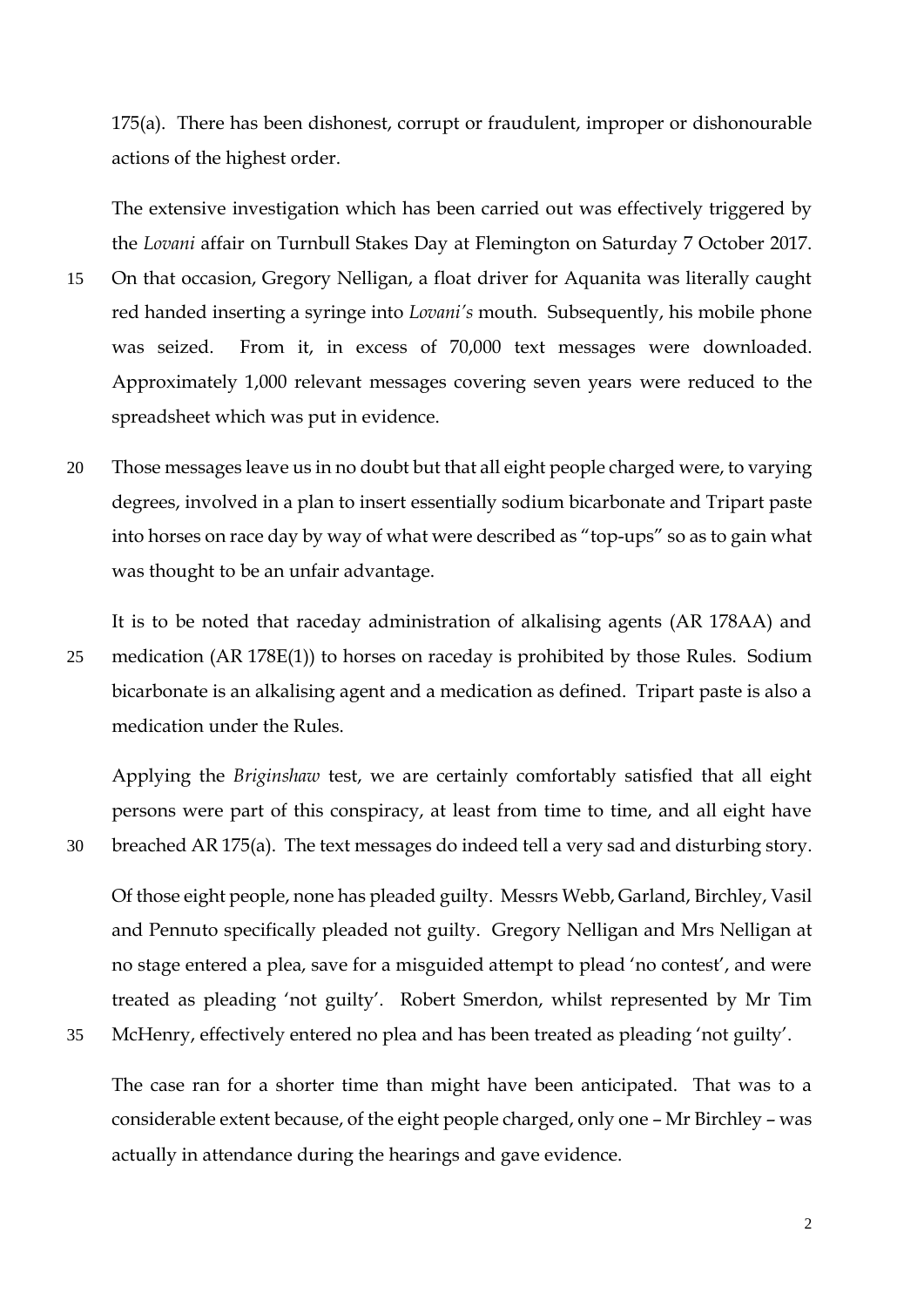175(a). There has been dishonest, corrupt or fraudulent, improper or dishonourable actions of the highest order.

The extensive investigation which has been carried out was effectively triggered by the *Lovani* affair on Turnbull Stakes Day at Flemington on Saturday 7 October 2017. On that occasion, Gregory Nelligan, a float driver for Aquanita was literally caught red handed inserting a syringe into *Lovani's* mouth. Subsequently, his mobile phone was seized. From it, in excess of 70,000 text messages were downloaded. Approximately 1,000 relevant messages covering seven years were reduced to the spreadsheet which was put in evidence.

Those messages leave us in no doubt but that all eight people charged were, to varying degrees, involved in a plan to insert essentially sodium bicarbonate and Tripart paste into horses on race day by way of what were described as "top-ups" so as to gain what was thought to be an unfair advantage.

It is to be noted that raceday administration of alkalising agents (AR 178AA) and medication (AR 178E(1)) to horses on raceday is prohibited by those Rules. Sodium bicarbonate is an alkalising agent and a medication as defined. Tripart paste is also a medication under the Rules.

Applying the *Briginshaw* test, we are certainly comfortably satisfied that all eight persons were part of this conspiracy, at least from time to time, and all eight have breached AR 175(a). The text messages do indeed tell a very sad and disturbing story.

Of those eight people, none has pleaded guilty. Messrs Webb, Garland, Birchley, Vasil and Pennuto specifically pleaded not guilty. Gregory Nelligan and Mrs Nelligan at no stage entered a plea, save for a misguided attempt to plead 'no contest', and were treated as pleading 'not guilty'. Robert Smerdon, whilst represented by Mr Tim McHenry, effectively entered no plea and has been treated as pleading 'not guilty'.

The case ran for a shorter time than might have been anticipated. That was to a considerable extent because, of the eight people charged, only one – Mr Birchley – was actually in attendance during the hearings and gave evidence.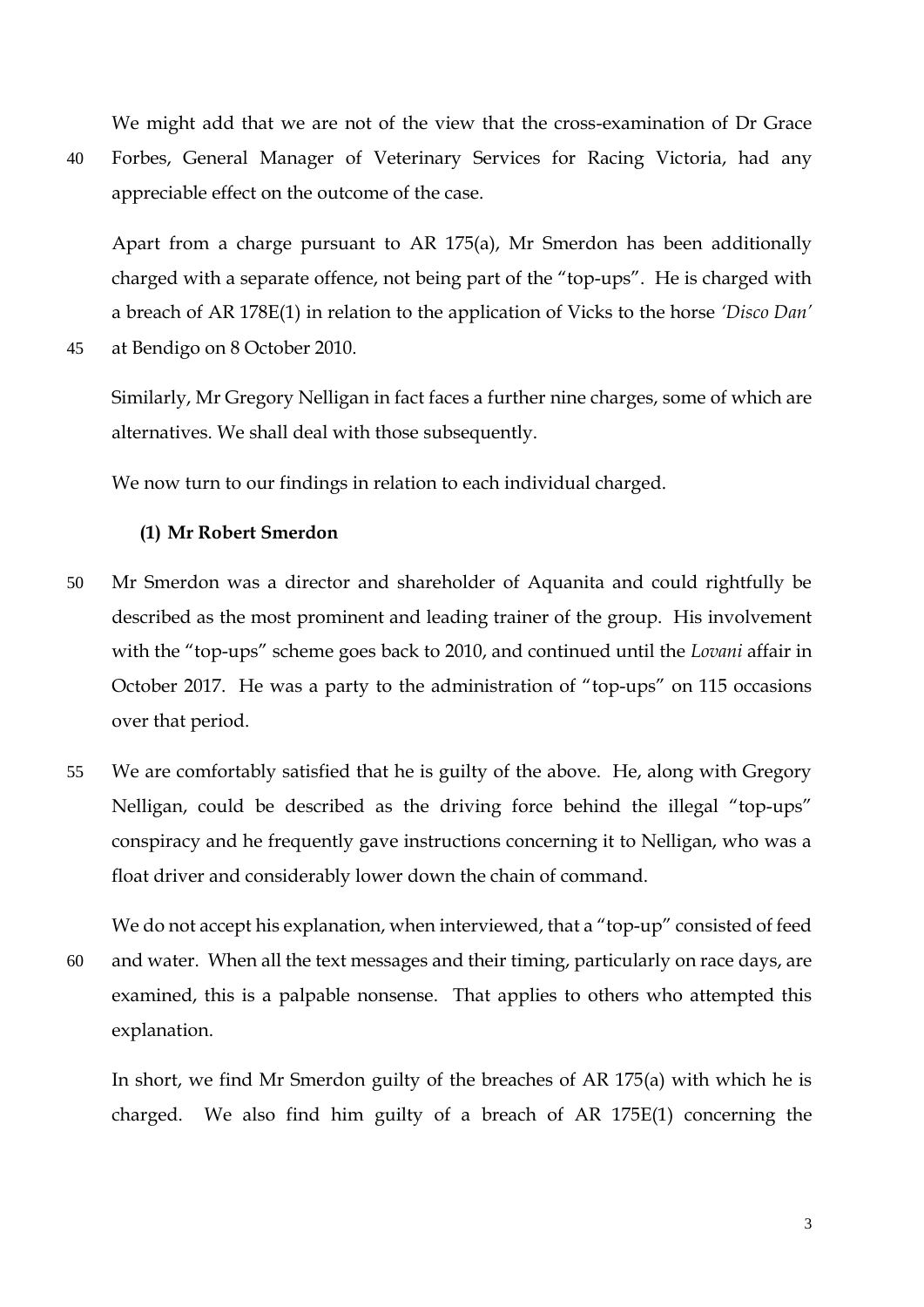We might add that we are not of the view that the cross-examination of Dr Grace Forbes, General Manager of Veterinary Services for Racing Victoria, had any appreciable effect on the outcome of the case.

Apart from a charge pursuant to AR 175(a), Mr Smerdon has been additionally charged with a separate offence, not being part of the "top-ups". He is charged with a breach of AR 178E(1) in relation to the application of Vicks to the horse *'Disco Dan'* at Bendigo on 8 October 2010.

Similarly, Mr Gregory Nelligan in fact faces a further nine charges, some of which are alternatives. We shall deal with those subsequently.

We now turn to our findings in relation to each individual charged.

**(1) Mr Robert Smerdon**

Mr Smerdon was a director and shareholder of Aquanita and could rightfully be described as the most prominent and leading trainer of the group. His involvement with the "top-ups" scheme goes back to 2010, and continued until the *Lovani* affair in October 2017. He was a party to the administration of "top-ups" on 115 occasions over that period.

We are comfortably satisfied that he is guilty of the above. He, along with Gregory Nelligan, could be described as the driving force behind the illegal "top-ups" conspiracy and he frequently gave instructions concerning it to Nelligan, who was a float driver and considerably lower down the chain of command.

We do not accept his explanation, when interviewed, that a "top-up" consisted of feed and water. When all the text messages and their timing, particularly on race days, are examined, this is a palpable nonsense. That applies to others who attempted this explanation.

In short, we find Mr Smerdon guilty of the breaches of AR 175(a) with which he is charged. We also find him guilty of a breach of AR 175E(1) concerning the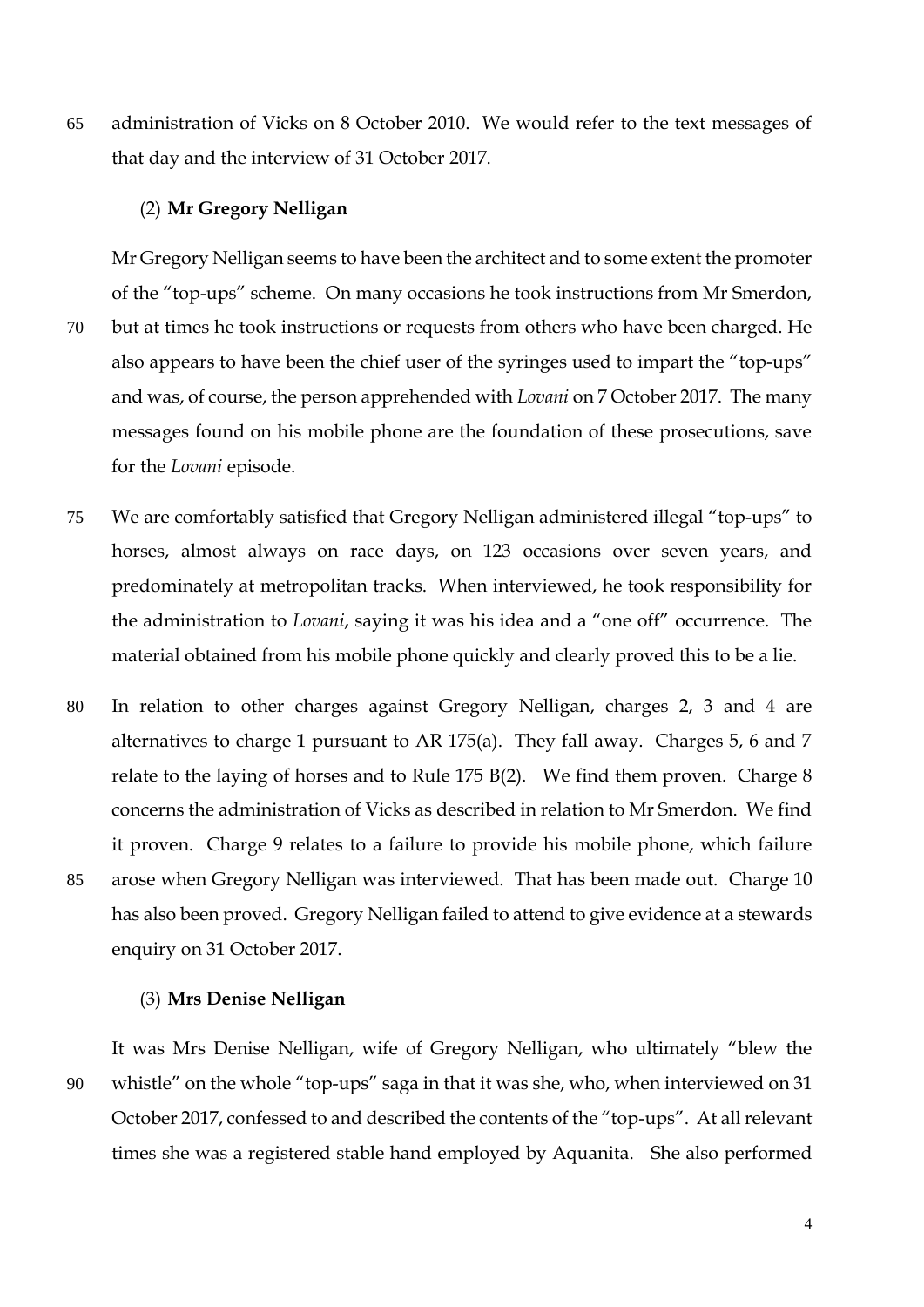administration of Vicks on 8 October 2010. We would refer to the text messages of that day and the interview of 31 October 2017.

(2) **Mr Gregory Nelligan**

Mr Gregory Nelligan seems to have been the architect and to some extent the promoter of the "top-ups" scheme. On many occasions he took instructions from Mr Smerdon, but at times he took instructions or requests from others who have been charged. He also appears to have been the chief user of the syringes used to impart the "top-ups" and was, of course, the person apprehended with *Lovani* on 7 October 2017. The many messages found on his mobile phone are the foundation of these prosecutions, save for the *Lovani* episode.

We are comfortably satisfied that Gregory Nelligan administered illegal "top-ups" to horses, almost always on race days, on 123 occasions over seven years, and predominately at metropolitan tracks. When interviewed, he took responsibility for the administration to *Lovani*, saying it was his idea and a "one off" occurrence. The material obtained from his mobile phone quickly and clearly proved this to be a lie.

In relation to other charges against Gregory Nelligan, charges 2, 3 and 4 are alternatives to charge 1 pursuant to AR 175(a). They fall away. Charges 5, 6 and 7 relate to the laying of horses and to Rule 175 B(2). We find them proven. Charge 8 concerns the administration of Vicks as described in relation to Mr Smerdon. We find it proven. Charge 9 relates to a failure to provide his mobile phone, which failure arose when Gregory Nelligan was interviewed. That has been made out. Charge 10 has also been proved. Gregory Nelligan failed to attend to give evidence at a stewards enquiry on 31 October 2017.

(3) **Mrs Denise Nelligan**

It was Mrs Denise Nelligan, wife of Gregory Nelligan, who ultimately "blew the whistle" on the whole "top-ups" saga in that it was she, who, when interviewed on 31 October 2017, confessed to and described the contents of the "top-ups". At all relevant times she was a registered stable hand employed by Aquanita. She also performed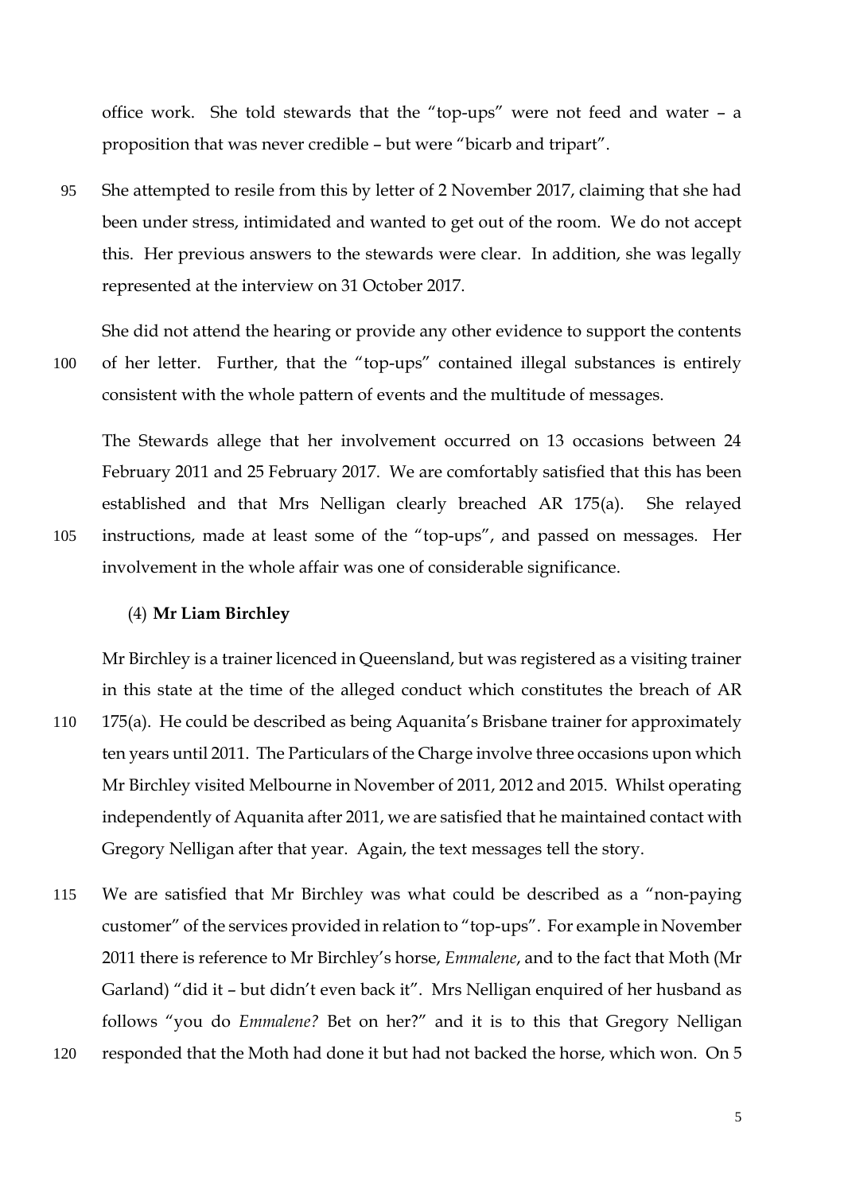office work. She told stewards that the "top-ups" were not feed and water – a proposition that was never credible – but were "bicarb and tripart".

She attempted to resile from this by letter of 2 November 2017, claiming that she had been under stress, intimidated and wanted to get out of the room. We do not accept this. Her previous answers to the stewards were clear. In addition, she was legally represented at the interview on 31 October 2017.

She did not attend the hearing or provide any other evidence to support the contents of her letter. Further, that the "top-ups" contained illegal substances is entirely consistent with the whole pattern of events and the multitude of messages.

The Stewards allege that her involvement occurred on 13 occasions between 24 February 2011 and 25 February 2017. We are comfortably satisfied that this has been established and that Mrs Nelligan clearly breached AR 175(a). She relayed instructions, made at least some of the "top-ups", and passed on messages. Her involvement in the whole affair was one of considerable significance.

(4) **Mr Liam Birchley**

Mr Birchley is a trainer licenced in Queensland, but was registered as a visiting trainer in this state at the time of the alleged conduct which constitutes the breach of AR 175(a). He could be described as being Aquanita's Brisbane trainer for approximately ten years until 2011. The Particulars of the Charge involve three occasions upon which Mr Birchley visited Melbourne in November of 2011, 2012 and 2015. Whilst operating independently of Aquanita after 2011, we are satisfied that he maintained contact with Gregory Nelligan after that year. Again, the text messages tell the story.

We are satisfied that Mr Birchley was what could be described as a "non-paying customer" of the services provided in relation to "top-ups". For example in November 2011 there is reference to Mr Birchley's horse, *Emmalene*, and to the fact that Moth (Mr Garland) "did it – but didn't even back it". Mrs Nelligan enquired of her husband as follows "you do *Emmalene?* Bet on her?" and it is to this that Gregory Nelligan responded that the Moth had done it but had not backed the horse, which won. On 5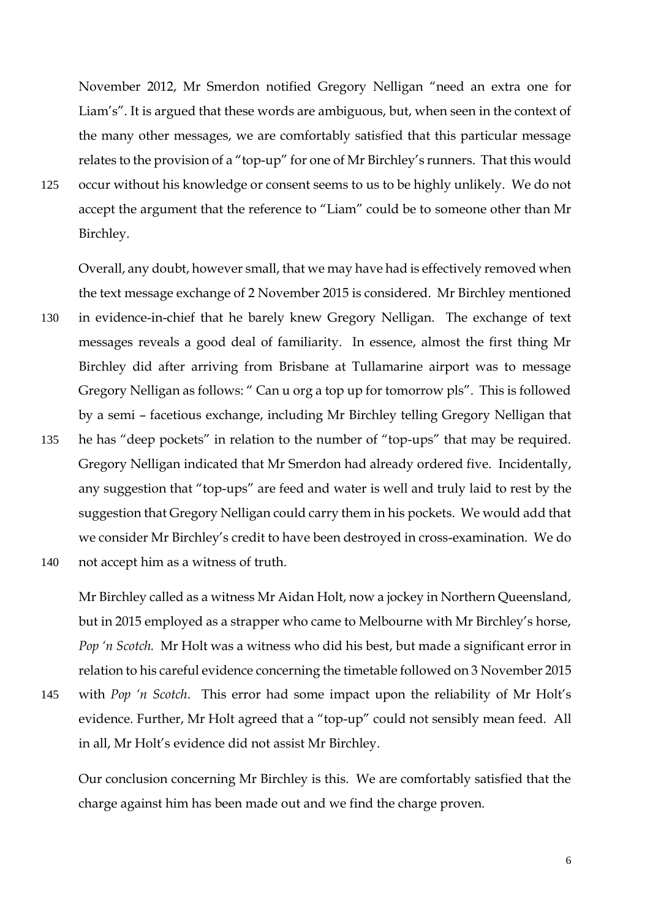November 2012, Mr Smerdon notified Gregory Nelligan "need an extra one for Liam's". It is argued that these words are ambiguous, but, when seen in the context of the many other messages, we are comfortably satisfied that this particular message relates to the provision of a "top-up" for one of Mr Birchley's runners. That this would occur without his knowledge or consent seems to us to be highly unlikely. We do not accept the argument that the reference to "Liam" could be to someone other than Mr Birchley.

Overall, any doubt, however small, that we may have had is effectively removed when the text message exchange of 2 November 2015 is considered. Mr Birchley mentioned in evidence-in-chief that he barely knew Gregory Nelligan. The exchange of text messages reveals a good deal of familiarity. In essence, almost the first thing Mr Birchley did after arriving from Brisbane at Tullamarine airport was to message Gregory Nelligan as follows: " Can u org a top up for tomorrow pls". This is followed by a semi – facetious exchange, including Mr Birchley telling Gregory Nelligan that he has "deep pockets" in relation to the number of "top-ups" that may be required. Gregory Nelligan indicated that Mr Smerdon had already ordered five. Incidentally, any suggestion that "top-ups" are feed and water is well and truly laid to rest by the suggestion that Gregory Nelligan could carry them in his pockets. We would add that we consider Mr Birchley's credit to have been destroyed in cross-examination. We do not accept him as a witness of truth.

Mr Birchley called as a witness Mr Aidan Holt, now a jockey in Northern Queensland, but in 2015 employed as a strapper who came to Melbourne with Mr Birchley's horse, *Pop 'n Scotch.* Mr Holt was a witness who did his best, but made a significant error in relation to his careful evidence concerning the timetable followed on 3 November 2015 with *Pop 'n Scotch*. This error had some impact upon the reliability of Mr Holt's evidence. Further, Mr Holt agreed that a "top-up" could not sensibly mean feed. All in all, Mr Holt's evidence did not assist Mr Birchley.

Our conclusion concerning Mr Birchley is this. We are comfortably satisfied that the charge against him has been made out and we find the charge proven.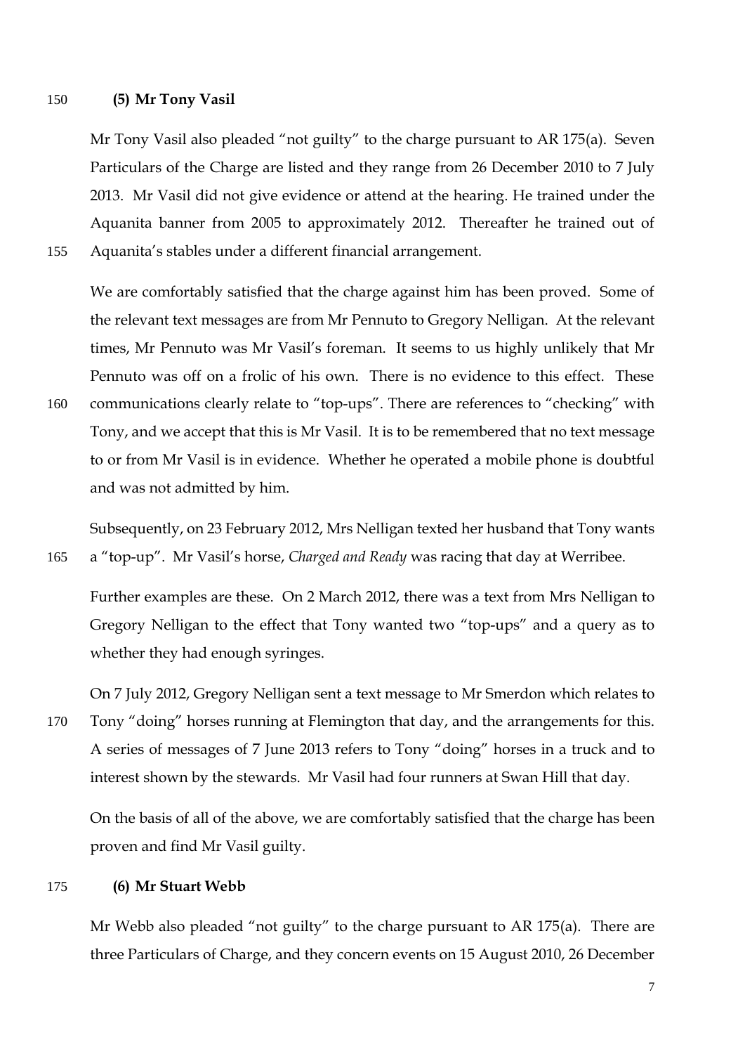### (5) Mr Tony Vasil

Mr Tony Vasil also pleaded "not guilty" to the charge pursuant to AR 175(a). Seven Particulars of the Charge are listed and they range from 26 December 2010 to 7 July 2013. Mr Vasil did not give evidence or attend at the hearing. He trained under the Aquanita banner from 2005 to approximately 2012. Thereafter he trained out of Aquanita's stables under a different financial arrangement.

We are comfortably satisfied that the charge against him has been proved. Some of the relevant text messages are from Mr Pennuto to Gregory Nelligan. At the relevant times, Mr Pennuto was Mr Vasil's foreman. It seems to us highly unlikely that Mr Pennuto was off on a frolic of his own. There is no evidence to this effect. These communications clearly relate to "top-ups". There are references to "checking" with Tony, and we accept that this is Mr Vasil. It is to be remembered that no text message to or from Mr Vasil is in evidence. Whether he operated a mobile phone is doubtful and was not admitted by him.

Subsequently, on 23 February 2012, Mrs Nelligan texted her husband that Tony wants a "top-up". Mr Vasil's horse, *Charged and Ready* was racing that day at Werribee.

Further examples are these. On 2 March 2012, there was a text from Mrs Nelligan to Gregory Nelligan to the effect that Tony wanted two "top-ups" and a query as to whether they had enough syringes.

On 7 July 2012, Gregory Nelligan sent a text message to Mr Smerdon which relates to Tony "doing" horses running at Flemington that day, and the arrangements for this. A series of messages of 7 June 2013 refers to Tony "doing" horses in a truck and to interest shown by the stewards. Mr Vasil had four runners at Swan Hill that day.

On the basis of all of the above, we are comfortably satisfied that the charge has been proven and find Mr Vasil guilty.

### (6) Mr Stuart Webb

Mr Webb also pleaded "not guilty" to the charge pursuant to AR 175(a). There are three Particulars of Charge, and they concern events on 15 August 2010, 26 December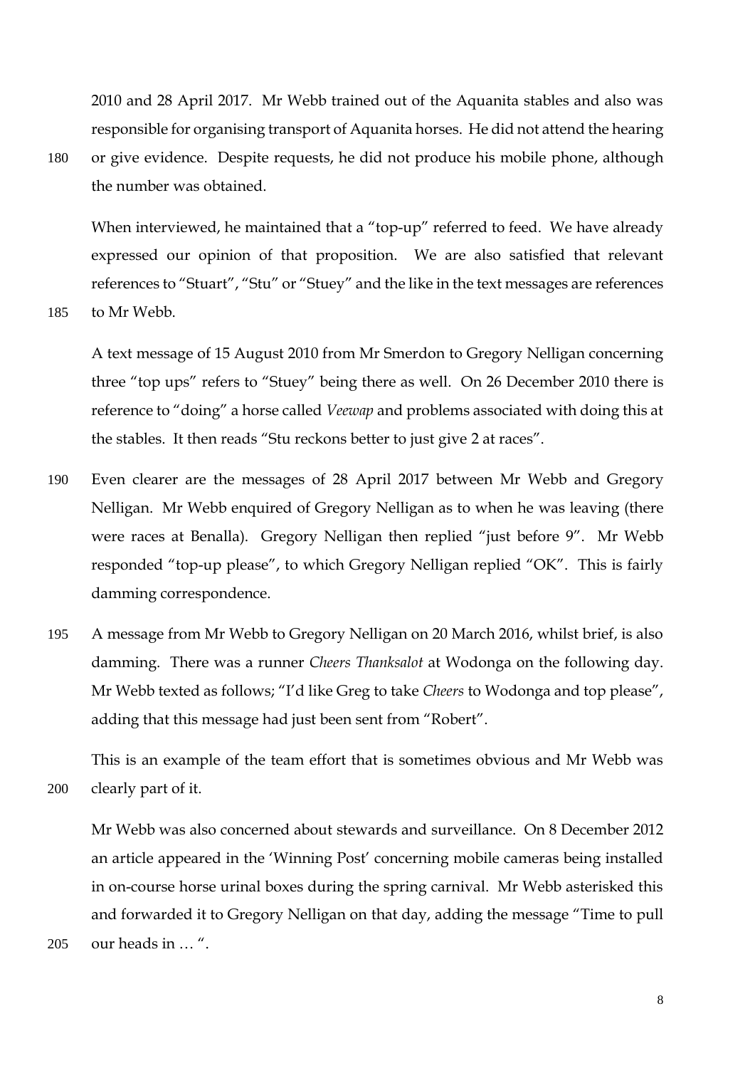2010 and 28 April 2017. Mr Webb trained out of the Aquanita stables and also was responsible for organising transport of Aquanita horses. He did not attend the hearing or give evidence. Despite requests, he did not produce his mobile phone, although the number was obtained.

When interviewed, he maintained that a "top-up" referred to feed. We have already expressed our opinion of that proposition. We are also satisfied that relevant references to "Stuart", "Stu" or "Stuey" and the like in the text messages are references to Mr Webb.

A text message of 15 August 2010 from Mr Smerdon to Gregory Nelligan concerning three "top ups" refers to "Stuey" being there as well. On 26 December 2010 there is reference to "doing" a horse called *Veewap* and problems associated with doing this at the stables. It then reads "Stu reckons better to just give 2 at races".

Even clearer are the messages of 28 April 2017 between Mr Webb and Gregory Nelligan. Mr Webb enquired of Gregory Nelligan as to when he was leaving (there were races at Benalla). Gregory Nelligan then replied "just before 9". Mr Webb responded "top-up please", to which Gregory Nelligan replied "OK". This is fairly damming correspondence.

A message from Mr Webb to Gregory Nelligan on 20 March 2016, whilst brief, is also damming. There was a runner *Cheers Thanksalot* at Wodonga on the following day. Mr Webb texted as follows; "I'd like Greg to take *Cheers* to Wodonga and top please", adding that this message had just been sent from "Robert".

This is an example of the team effort that is sometimes obvious and Mr Webb was clearly part of it.

Mr Webb was also concerned about stewards and surveillance. On 8 December 2012 an article appeared in the 'Winning Post' concerning mobile cameras being installed in on-course horse urinal boxes during the spring carnival. Mr Webb asterisked this and forwarded it to Gregory Nelligan on that day, adding the message "Time to pull our heads in … ".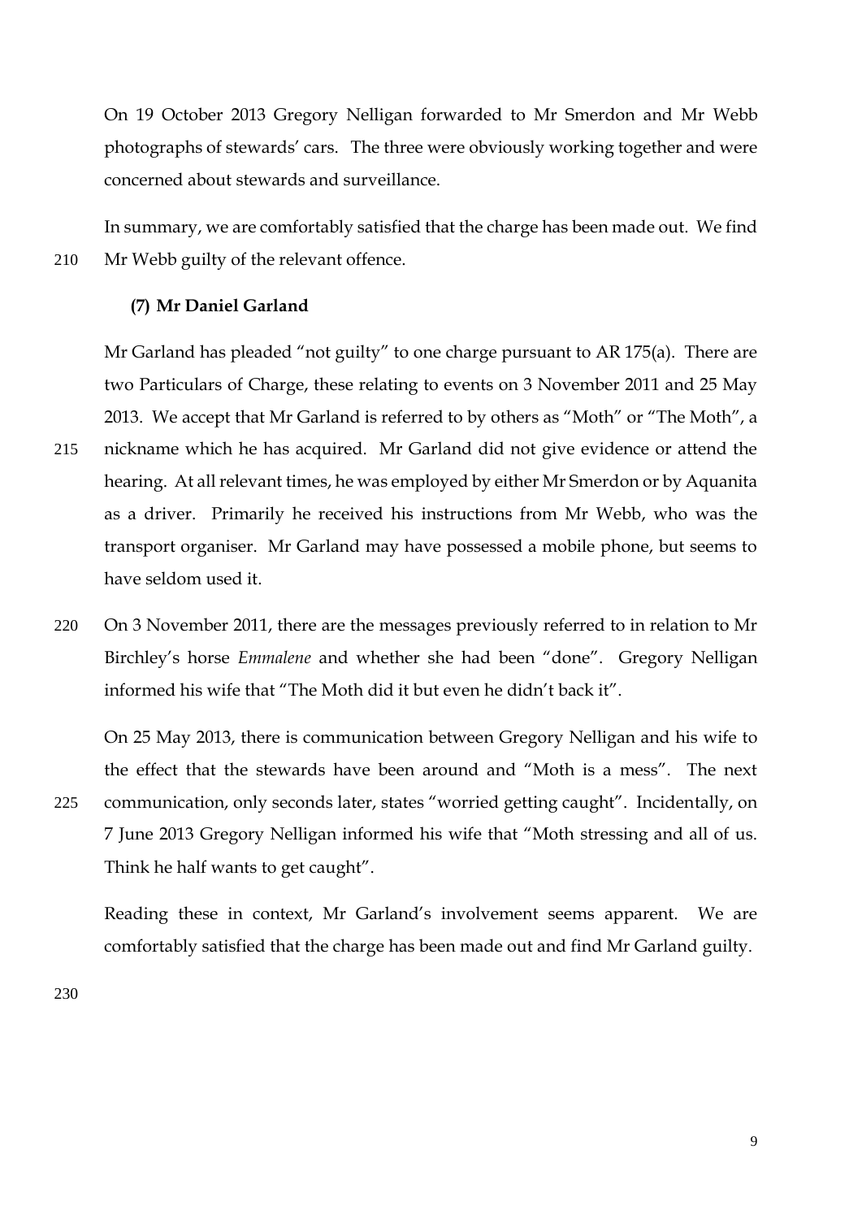On 19 October 2013 Gregory Nelligan forwarded to Mr Smerdon and Mr Webb photographs of stewards' cars. The three were obviously working together and were concerned about stewards and surveillance.

In summary, we are comfortably satisfied that the charge has been made out. We find Mr Webb guilty of the relevant offence.

**(7) Mr Daniel Garland**

Mr Garland has pleaded "not guilty" to one charge pursuant to AR 175(a). There are two Particulars of Charge, these relating to events on 3 November 2011 and 25 May 2013. We accept that Mr Garland is referred to by others as "Moth" or "The Moth", a nickname which he has acquired. Mr Garland did not give evidence or attend the hearing. At all relevant times, he was employed by either Mr Smerdon or by Aquanita as a driver. Primarily he received his instructions from Mr Webb, who was the transport organiser. Mr Garland may have possessed a mobile phone, but seems to have seldom used it.

On 3 November 2011, there are the messages previously referred to in relation to Mr Birchley's horse *Emmalene* and whether she had been "done". Gregory Nelligan informed his wife that "The Moth did it but even he didn't back it".

On 25 May 2013, there is communication between Gregory Nelligan and his wife to the effect that the stewards have been around and "Moth is a mess". The next communication, only seconds later, states "worried getting caught". Incidentally, on 7 June 2013 Gregory Nelligan informed his wife that "Moth stressing and all of us. Think he half wants to get caught".

Reading these in context, Mr Garland's involvement seems apparent. We are comfortably satisfied that the charge has been made out and find Mr Garland guilty.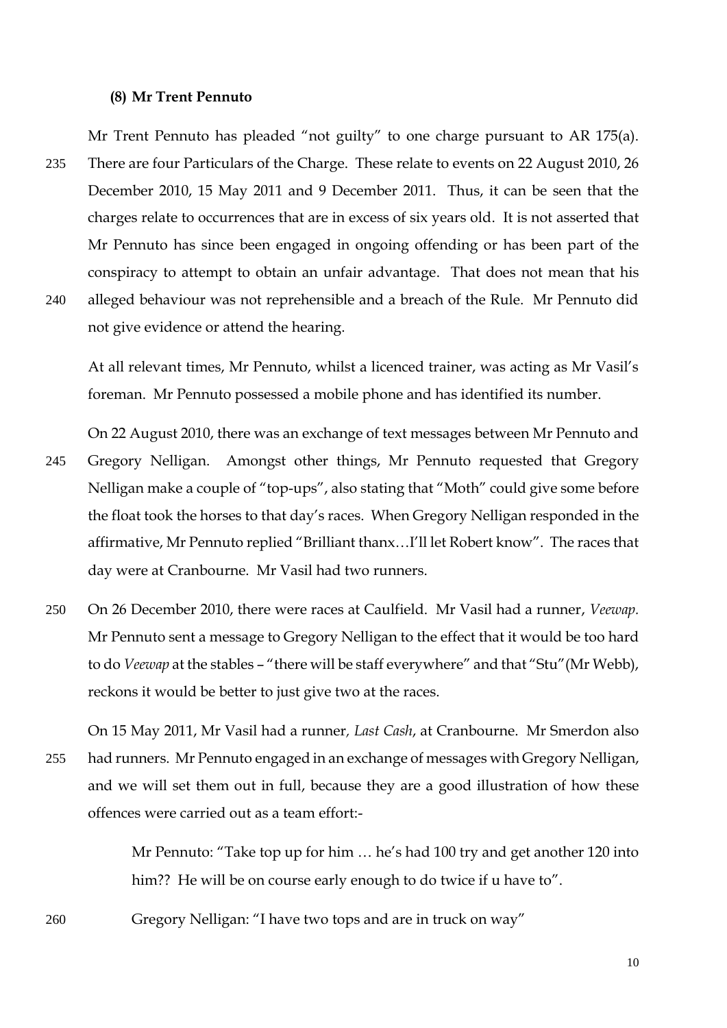### (8) Mr Trent Pennuto

Mr Trent Pennuto has pleaded "not guilty" to one charge pursuant to AR 175(a). There are four Particulars of the Charge. These relate to events on 22 August 2010, 26 December 2010, 15 May 2011 and 9 December 2011. Thus, it can be seen that the charges relate to occurrences that are in excess of six years old. It is not asserted that Mr Pennuto has since been engaged in ongoing offending or has been part of the conspiracy to attempt to obtain an unfair advantage. That does not mean that his alleged behaviour was not reprehensible and a breach of the Rule. Mr Pennuto did not give evidence or attend the hearing.

At all relevant times, Mr Pennuto, whilst a licenced trainer, was acting as Mr Vasil's foreman. Mr Pennuto possessed a mobile phone and has identified its number.

On 22 August 2010, there was an exchange of text messages between Mr Pennuto and Gregory Nelligan. Amongst other things, Mr Pennuto requested that Gregory Nelligan make a couple of "top-ups", also stating that "Moth" could give some before the float took the horses to that day's races. When Gregory Nelligan responded in the affirmative, Mr Pennuto replied "Brilliant thanx…I'll let Robert know". The races that day were at Cranbourne. Mr Vasil had two runners.

On 26 December 2010, there were races at Caulfield. Mr Vasil had a runner, *Veewap.* Mr Pennuto sent a message to Gregory Nelligan to the effect that it would be too hard to do *Veewap* at the stables – "there will be staff everywhere" and that "Stu" (Mr Webb), reckons it would be better to just give two at the races.

On 15 May 2011, Mr Vasil had a runner, *Last Cash*, at Cranbourne. Mr Smerdon also had runners. Mr Pennuto engaged in an exchange of messages with Gregory Nelligan, and we will set them out in full, because they are a good illustration of how these offences were carried out as a team effort:-

> Mr Pennuto: "Take top up for him … he's had 100 try and get another 120 into him?? He will be on course early enough to do twice if u have to".
>
> Gregory Nelligan: "I have two tops and are in truck on way"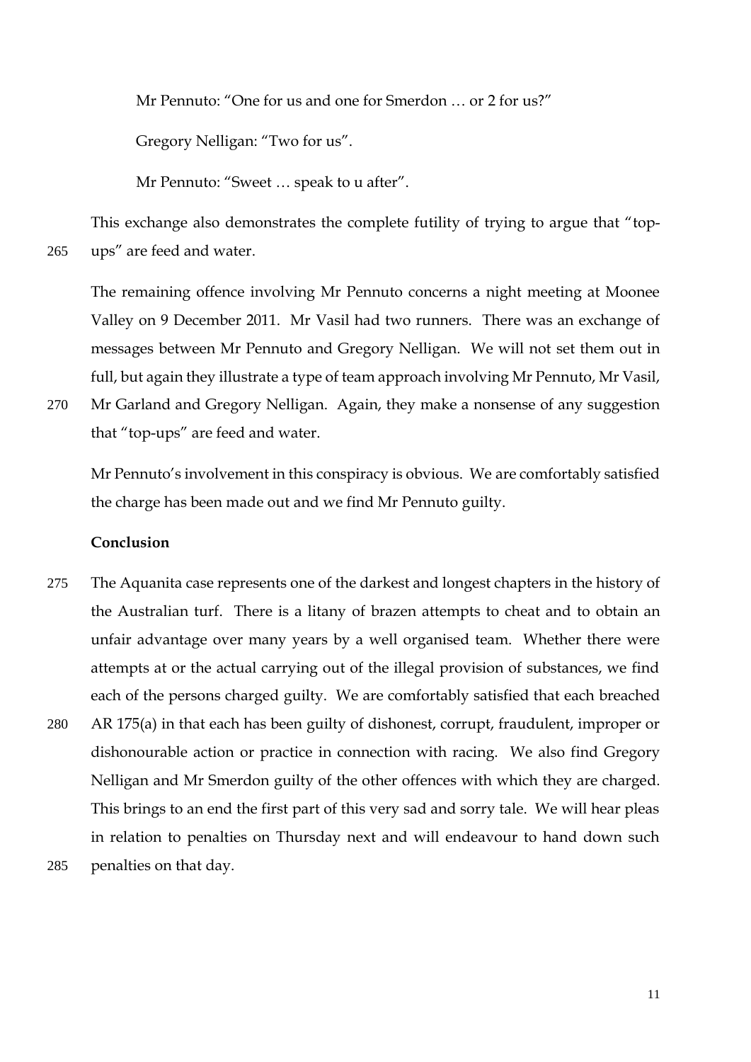Mr Pennuto: "One for us and one for Smerdon … or 2 for us?"

Gregory Nelligan: "Two for us".

Mr Pennuto: "Sweet … speak to u after".

This exchange also demonstrates the complete futility of trying to argue that "top-ups" are feed and water.

The remaining offence involving Mr Pennuto concerns a night meeting at Moonee Valley on 9 December 2011. Mr Vasil had two runners. There was an exchange of messages between Mr Pennuto and Gregory Nelligan. We will not set them out in full, but again they illustrate a type of team approach involving Mr Pennuto, Mr Vasil, Mr Garland and Gregory Nelligan. Again, they make a nonsense of any suggestion that "top-ups" are feed and water.

Mr Pennuto's involvement in this conspiracy is obvious. We are comfortably satisfied the charge has been made out and we find Mr Pennuto guilty.

**Conclusion**

The Aquanita case represents one of the darkest and longest chapters in the history of the Australian turf. There is a litany of brazen attempts to cheat and to obtain an unfair advantage over many years by a well organised team. Whether there were attempts at or the actual carrying out of the illegal provision of substances, we find each of the persons charged guilty. We are comfortably satisfied that each breached AR 175(a) in that each has been guilty of dishonest, corrupt, fraudulent, improper or dishonourable action or practice in connection with racing. We also find Gregory Nelligan and Mr Smerdon guilty of the other offences with which they are charged. This brings to an end the first part of this very sad and sorry tale. We will hear pleas in relation to penalties on Thursday next and will endeavour to hand down such penalties on that day.